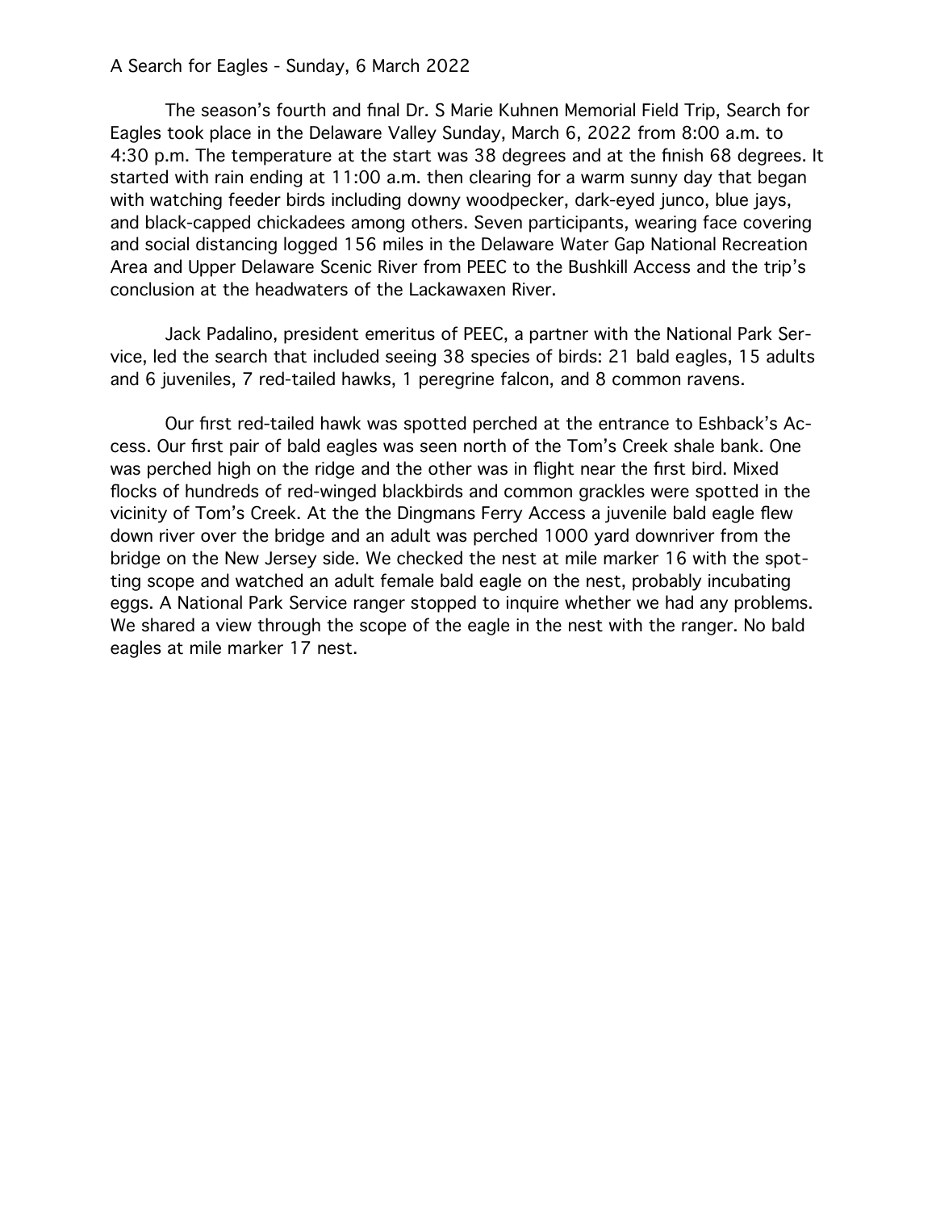A Search for Eagles - Sunday, 6 March 2022

The season's fourth and final Dr. S Marie Kuhnen Memorial Field Trip, Search for Eagles took place in the Delaware Valley Sunday, March 6, 2022 from 8:00 a.m. to 4:30 p.m. The temperature at the start was 38 degrees and at the finish 68 degrees. It started with rain ending at 11:00 a.m. then clearing for a warm sunny day that began with watching feeder birds including downy woodpecker, dark-eyed junco, blue jays, and black-capped chickadees among others. Seven participants, wearing face covering and social distancing logged 156 miles in the Delaware Water Gap National Recreation Area and Upper Delaware Scenic River from PEEC to the Bushkill Access and the trip's conclusion at the headwaters of the Lackawaxen River.

Jack Padalino, president emeritus of PEEC, a partner with the National Park Service, led the search that included seeing 38 species of birds: 21 bald eagles, 15 adults and 6 juveniles, 7 red-tailed hawks, 1 peregrine falcon, and 8 common ravens.

Our first red-tailed hawk was spotted perched at the entrance to Eshback's Access. Our first pair of bald eagles was seen north of the Tom's Creek shale bank. One was perched high on the ridge and the other was in flight near the first bird. Mixed flocks of hundreds of red-winged blackbirds and common grackles were spotted in the vicinity of Tom's Creek. At the the Dingmans Ferry Access a juvenile bald eagle flew down river over the bridge and an adult was perched 1000 yard downriver from the bridge on the New Jersey side. We checked the nest at mile marker 16 with the spotting scope and watched an adult female bald eagle on the nest, probably incubating eggs. A National Park Service ranger stopped to inquire whether we had any problems. We shared a view through the scope of the eagle in the nest with the ranger. No bald eagles at mile marker 17 nest.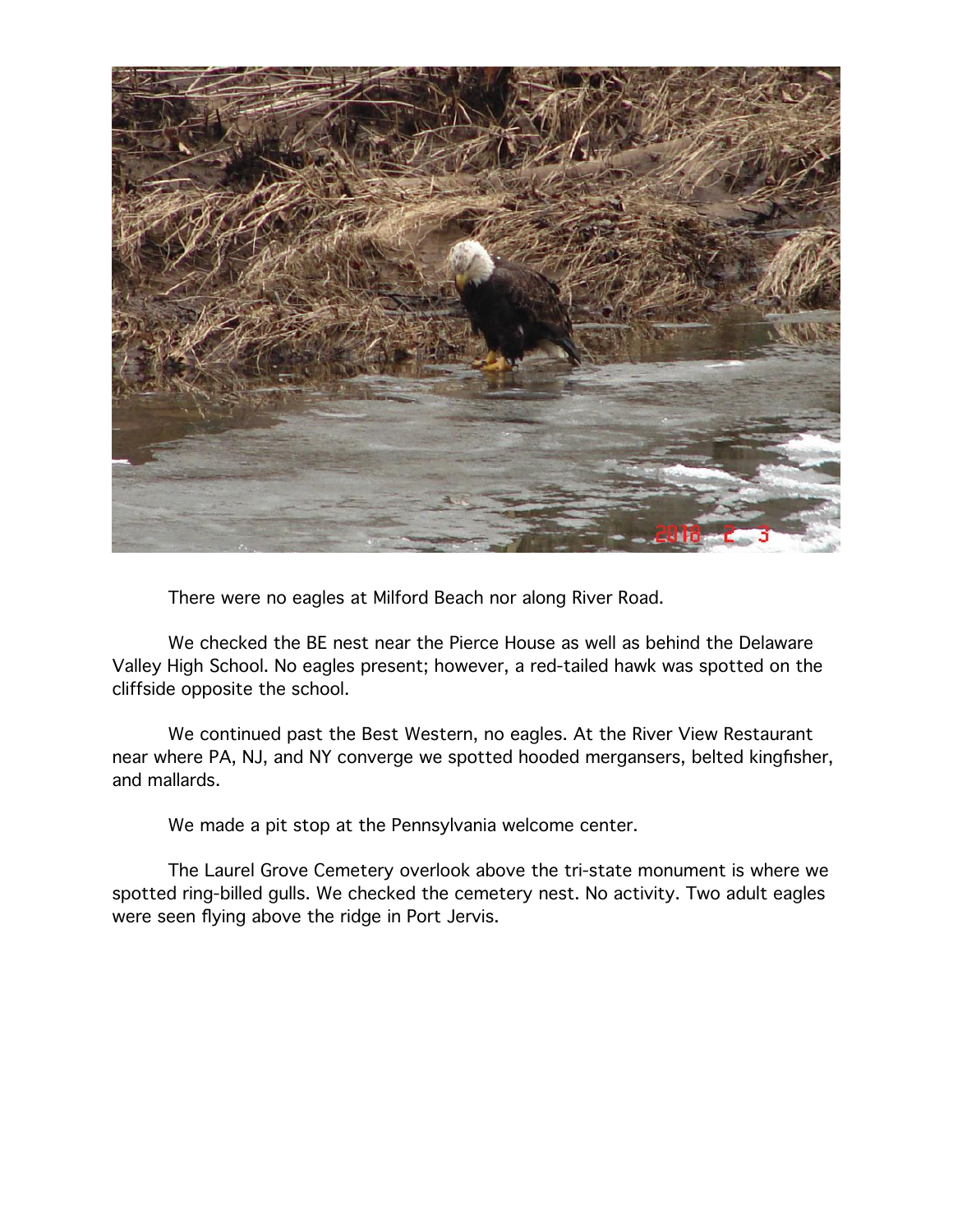There were no eagles at Milford Beach nor along River Road.

We checked the BE nest near the Pierce House as well as behind the Delaware Valley High School. No eagles present; however, a red-tailed hawk was spotted on the cliffside opposite the school.

We continued past the Best Western, no eagles. At the River View Restaurant near where PA, NJ, and NY converge we spotted hooded mergansers, belted kingfisher, and mallards.

We made a pit stop at the Pennsylvania welcome center.

The Laurel Grove Cemetery overlook above the tri-state monument is where we spotted ring-billed gulls. We checked the cemetery nest. No activity. Two adult eagles were seen flying above the ridge in Port Jervis.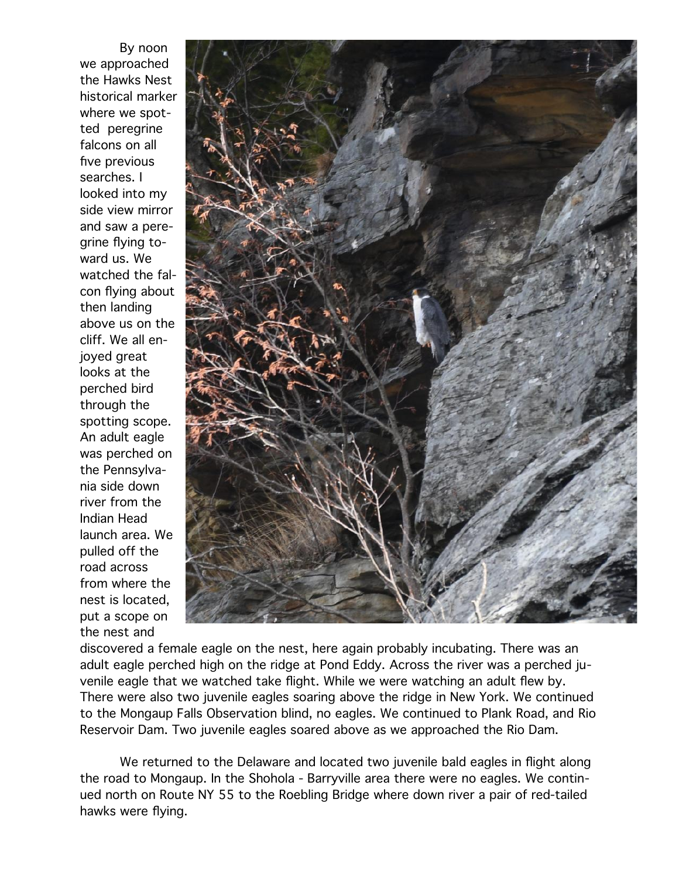By noon we approached the Hawks Nest historical marker where we spotted peregrine falcons on all five previous searches. I looked into my side view mirror and saw a peregrine flying toward us. We watched the falcon flying about then landing above us on the cliff. We all enjoyed great looks at the perched bird through the spotting scope. An adult eagle was perched on the Pennsylvania side down river from the Indian Head launch area. We pulled off the road across from where the nest is located, put a scope on the nest and discovered a female eagle on the nest, here again probably incubating. There was an adult eagle perched high on the ridge at Pond Eddy. Across the river was a perched juvenile eagle that we watched take flight. While we were watching an adult flew by. There were also two juvenile eagles soaring above the ridge in New York. We continued to the Mongaup Falls Observation blind, no eagles. We continued to Plank Road, and Rio Reservoir Dam. Two juvenile eagles soared above as we approached the Rio Dam.

We returned to the Delaware and located two juvenile bald eagles in flight along the road to Mongaup. In the Shohola - Barryville area there were no eagles. We continued north on Route NY 55 to the Roebling Bridge where down river a pair of red-tailed hawks were flying.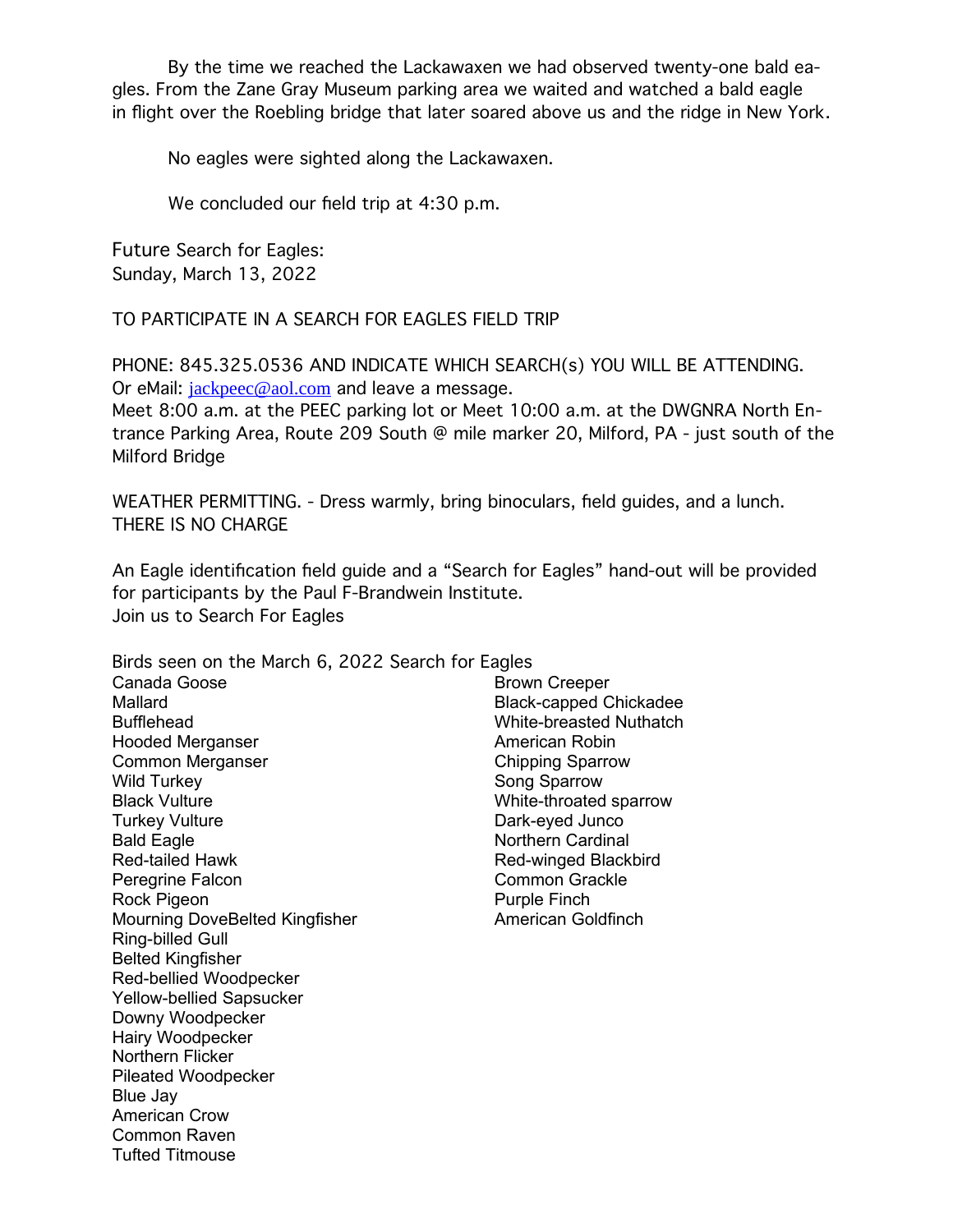By the time we reached the Lackawaxen we had observed twenty-one bald eagles. From the Zane Gray Museum parking area we waited and watched a bald eagle in flight over the Roebling bridge that later soared above us and the ridge in New York.

No eagles were sighted along the Lackawaxen.

We concluded our field trip at 4:30 p.m.

Future Search for Eagles:
Sunday, March 13, 2022

TO PARTICIPATE IN A SEARCH FOR EAGLES FIELD TRIP

PHONE: 845.325.0536 AND INDICATE WHICH SEARCH(s) YOU WILL BE ATTENDING.
Or eMail: jackpeec@aol.com and leave a message.
Meet 8:00 a.m. at the PEEC parking lot or Meet 10:00 a.m. at the DWGNRA North Entrance Parking Area, Route 209 South @ mile marker 20, Milford, PA - just south of the Milford Bridge

WEATHER PERMITTING. - Dress warmly, bring binoculars, field guides, and a lunch.
THERE IS NO CHARGE

An Eagle identification field guide and a "Search for Eagles" hand-out will be provided for participants by the Paul F-Brandwein Institute.
Join us to Search For Eagles

Birds seen on the March 6, 2022 Search for Eagles

Canada Goose
Mallard
Bufflehead
Hooded Merganser
Common Merganser
Wild Turkey
Black Vulture
Turkey Vulture
Bald Eagle
Red-tailed Hawk
Peregrine Falcon
Rock Pigeon
Mourning DoveBelted Kingfisher
Ring-billed Gull
Belted Kingfisher
Red-bellied Woodpecker
Yellow-bellied Sapsucker
Downy Woodpecker
Hairy Woodpecker
Northern Flicker
Pileated Woodpecker
Blue Jay
American Crow
Common Raven
Tufted Titmouse
Brown Creeper
Black-capped Chickadee
White-breasted Nuthatch
American Robin
Chipping Sparrow
Song Sparrow
White-throated sparrow
Dark-eyed Junco
Northern Cardinal
Red-winged Blackbird
Common Grackle
Purple Finch
American Goldfinch